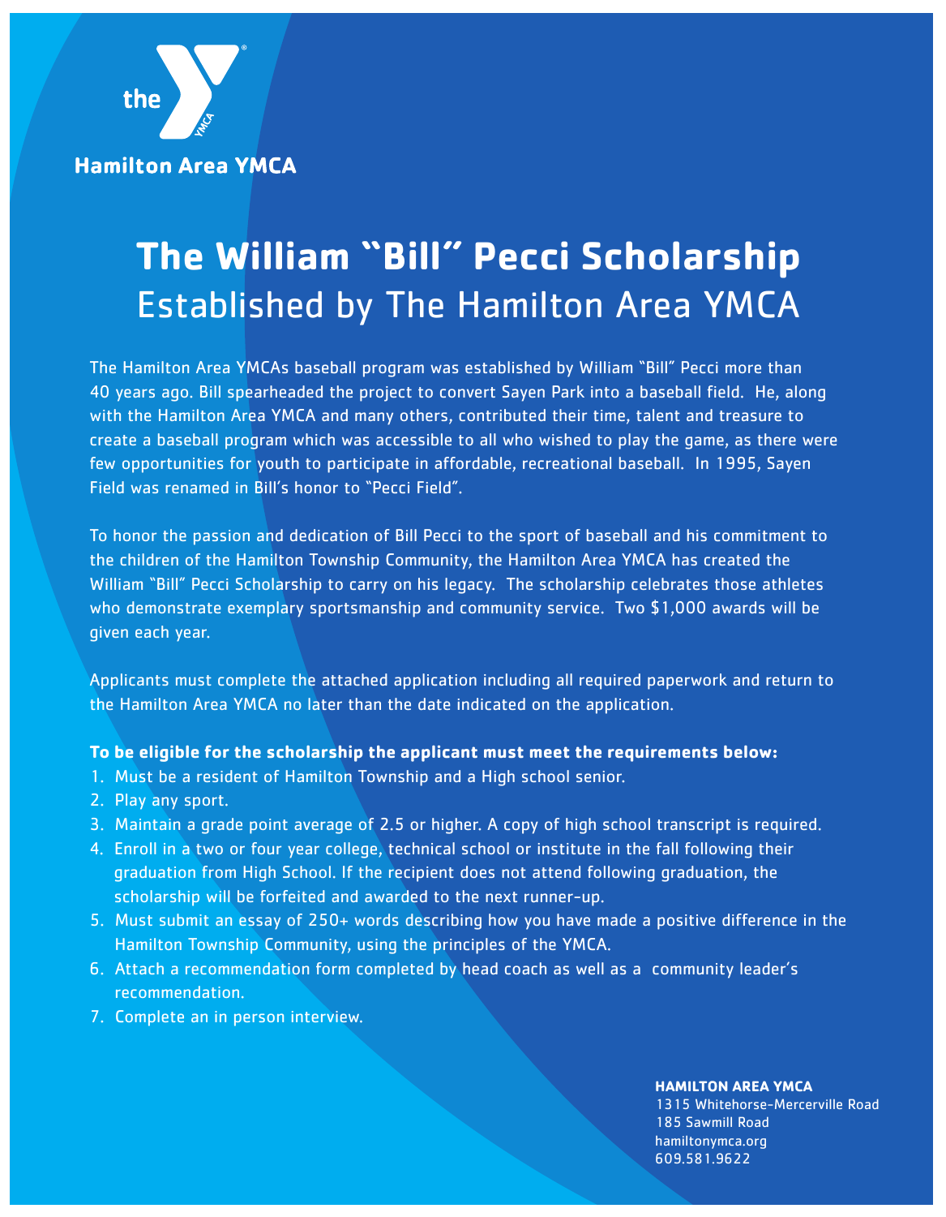Hamilton Area YMCA

# The William “Bill” Pecci Scholarship
## Established by The Hamilton Area YMCA

The Hamilton Area YMCAs baseball program was established by William “Bill” Pecci more than 40 years ago. Bill spearheaded the project to convert Sayen Park into a baseball field. He, along with the Hamilton Area YMCA and many others, contributed their time, talent and treasure to create a baseball program which was accessible to all who wished to play the game, as there were few opportunities for youth to participate in affordable, recreational baseball. In 1995, Sayen Field was renamed in Bill’s honor to “Pecci Field”.

To honor the passion and dedication of Bill Pecci to the sport of baseball and his commitment to the children of the Hamilton Township Community, the Hamilton Area YMCA has created the William “Bill” Pecci Scholarship to carry on his legacy. The scholarship celebrates those athletes who demonstrate exemplary sportsmanship and community service. Two $1,000 awards will be given each year.

Applicants must complete the attached application including all required paperwork and return to the Hamilton Area YMCA no later than the date indicated on the application.

**To be eligible for the scholarship the applicant must meet the requirements below:**

1. Must be a resident of Hamilton Township and a High school senior.
2. Play any sport.
3. Maintain a grade point average of 2.5 or higher. A copy of high school transcript is required.
4. Enroll in a two or four year college, technical school or institute in the fall following their graduation from High School. If the recipient does not attend following graduation, the scholarship will be forfeited and awarded to the next runner-up.
5. Must submit an essay of 250+ words describing how you have made a positive difference in the Hamilton Township Community, using the principles of the YMCA.
6. Attach a recommendation form completed by head coach as well as a community leader’s recommendation.
7. Complete an in person interview.

**HAMILTON AREA YMCA**
1315 Whitehorse-Mercerville Road
185 Sawmill Road
hamiltonymca.org
609.581.9622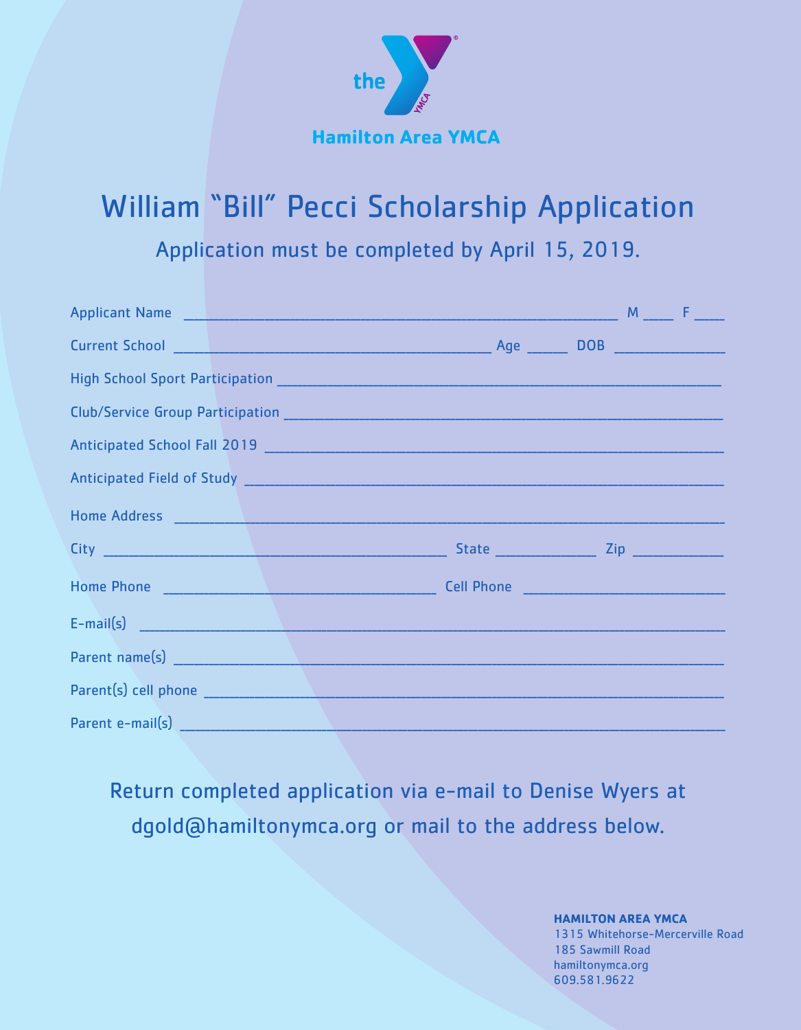Hamilton Area YMCA

# William "Bill" Pecci Scholarship Application

## Application must be completed by April 15, 2019.

Applicant Name ______________________________________________ M ____ F ____

Current School ________________________________ Age _____ DOB _____________

High School Sport Participation ______________________________________________

Club/Service Group Participation ______________________________________________

Anticipated School Fall 2019 ______________________________________________

Anticipated Field of Study ______________________________________________

Home Address ______________________________________________

City ___________________________________ State ____________ Zip ___________

Home Phone ____________________________ Cell Phone ______________________

E-mail(s) ______________________________________________

Parent name(s) ______________________________________________

Parent(s) cell phone ______________________________________________

Parent e-mail(s) ______________________________________________

Return completed application via e-mail to Denise Wyers at dgold@hamiltonymca.org or mail to the address below.

**HAMILTON AREA YMCA**
1315 Whitehorse-Mercerville Road
185 Sawmill Road
hamiltonymca.org
609.581.9622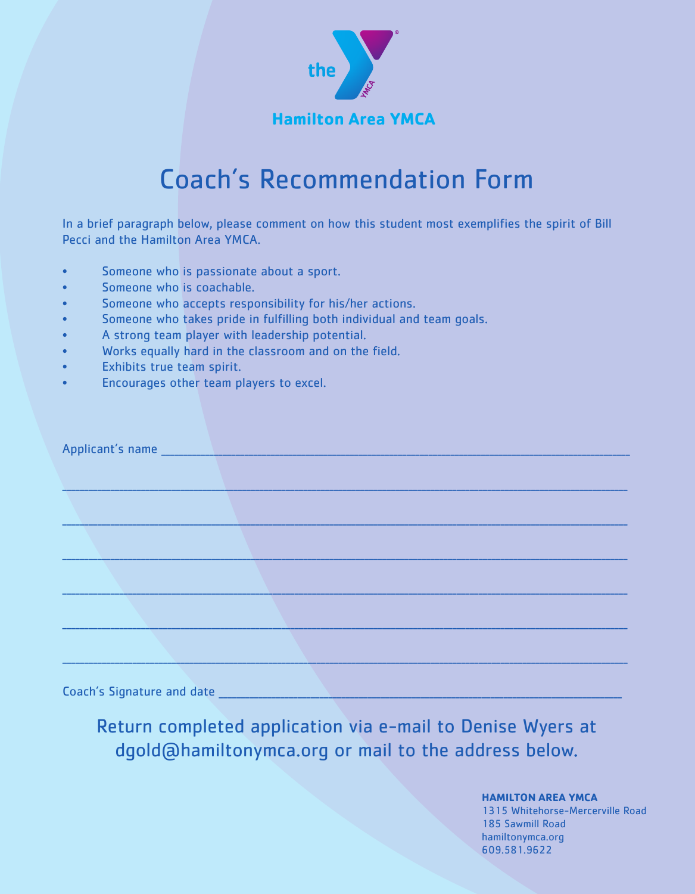Hamilton Area YMCA

# Coach's Recommendation Form

In a brief paragraph below, please comment on how this student most exemplifies the spirit of Bill Pecci and the Hamilton Area YMCA.

- Someone who is passionate about a sport.
- Someone who is coachable.
- Someone who accepts responsibility for his/her actions.
- Someone who takes pride in fulfilling both individual and team goals.
- A strong team player with leadership potential.
- Works equally hard in the classroom and on the field.
- Exhibits true team spirit.
- Encourages other team players to excel.

Applicant's name ______________________________________________________________________

______________________________________________________________________________________

______________________________________________________________________________________

______________________________________________________________________________________

______________________________________________________________________________________

______________________________________________________________________________________

______________________________________________________________________________________

Coach's Signature and date ______________________________________________________________

Return completed application via e-mail to Denise Wyers at dgold@hamiltonymca.org or mail to the address below.

**HAMILTON AREA YMCA**
1315 Whitehorse-Mercerville Road
185 Sawmill Road
hamiltonymca.org
609.581.9622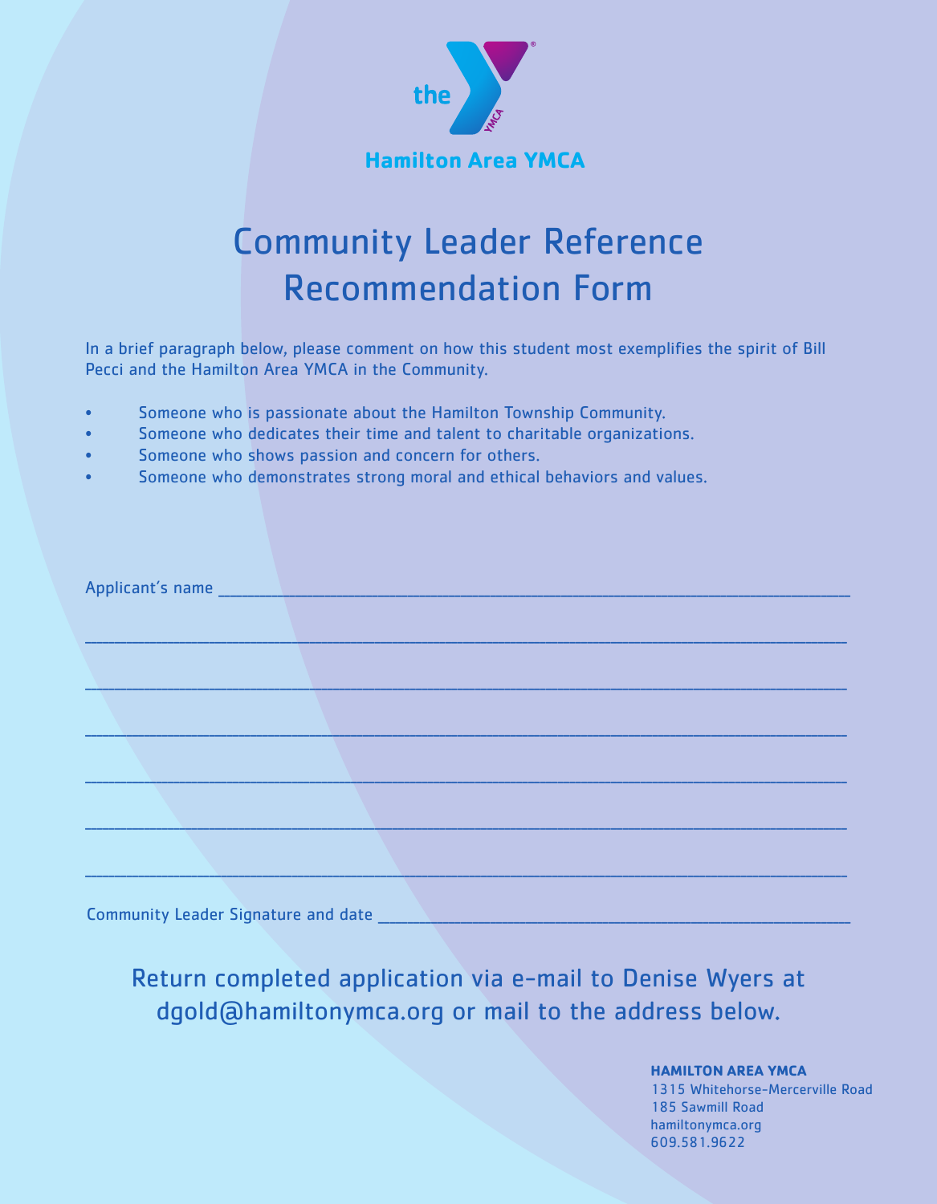the YMCA

Hamilton Area YMCA

# Community Leader Reference Recommendation Form

In a brief paragraph below, please comment on how this student most exemplifies the spirit of Bill Pecci and the Hamilton Area YMCA in the Community.

- Someone who is passionate about the Hamilton Township Community.
- Someone who dedicates their time and talent to charitable organizations.
- Someone who shows passion and concern for others.
- Someone who demonstrates strong moral and ethical behaviors and values.

Applicant's name ________________________________________________________________________________

________________________________________________________________________________________________

________________________________________________________________________________________________

________________________________________________________________________________________________

________________________________________________________________________________________________

________________________________________________________________________________________________

________________________________________________________________________________________________

Community Leader Signature and date ____________________________________________________________

## Return completed application via e-mail to Denise Wyers at dgold@hamiltonymca.org or mail to the address below.

**HAMILTON AREA YMCA**
1315 Whitehorse-Mercerville Road
185 Sawmill Road
hamiltonymca.org
609.581.9622